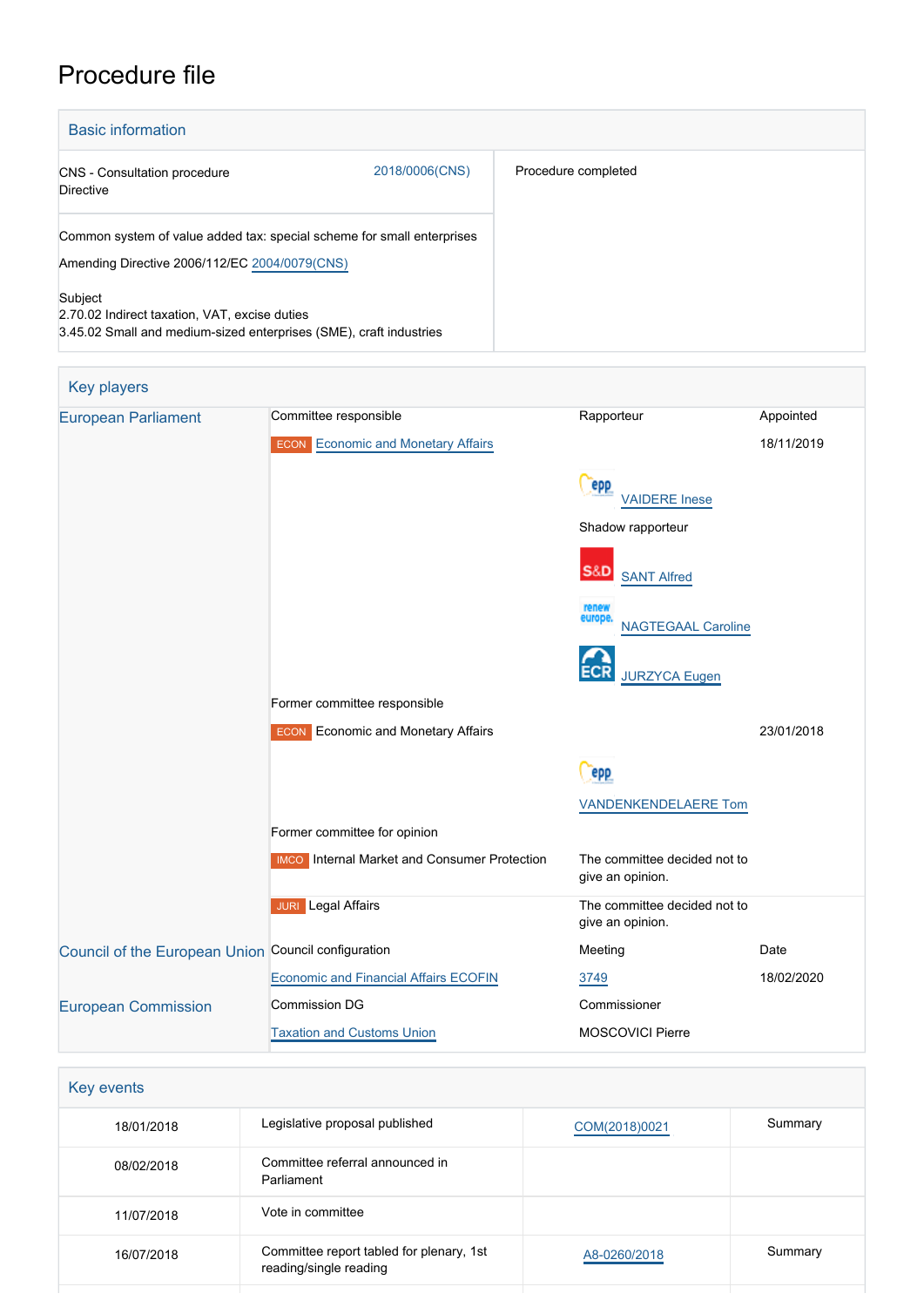# Procedure file

## Basic information

| | | |
|---|---|---|
| CNS - Consultation procedure<br>Directive | 2018/0006(CNS) | Procedure completed |
| Common system of value added tax: special scheme for small enterprises<br>Amending Directive 2006/112/EC 2004/0079(CNS)<br><br>Subject<br>2.70.02 Indirect taxation, VAT, excise duties<br>3.45.02 Small and medium-sized enterprises (SME), craft industries | | |

## Key players

| | | | |
|---|---|---|---|
| European Parliament | Committee responsible | Rapporteur | Appointed |
| | ECON Economic and Monetary Affairs | | 18/11/2019 |
| | | VAIDERE Inese (EPP) | |
| | | Shadow rapporteur | |
| | | SANT Alfred (S&D) | |
| | | NAGTEGAAL Caroline (Renew Europe) | |
| | | JURZYCA Eugen (ECR) | |
| | Former committee responsible | | |
| | ECON Economic and Monetary Affairs | | 23/01/2018 |
| | | VANDENKENDELAERE Tom (EPP) | |
| | Former committee for opinion | | |
| | IMCO Internal Market and Consumer Protection | The committee decided not to give an opinion. | |
| | JURI Legal Affairs | The committee decided not to give an opinion. | |
| Council of the European Union | Council configuration | Meeting | Date |
| | Economic and Financial Affairs ECOFIN | 3749 | 18/02/2020 |
| European Commission | Commission DG | Commissioner | |
| | Taxation and Customs Union | MOSCOVICI Pierre | |

## Key events

| | | | |
|---|---|---|---|
| 18/01/2018 | Legislative proposal published | COM(2018)0021 | Summary |
| 08/02/2018 | Committee referral announced in Parliament | | |
| 11/07/2018 | Vote in committee | | |
| 16/07/2018 | Committee report tabled for plenary, 1st reading/single reading | A8-0260/2018 | Summary |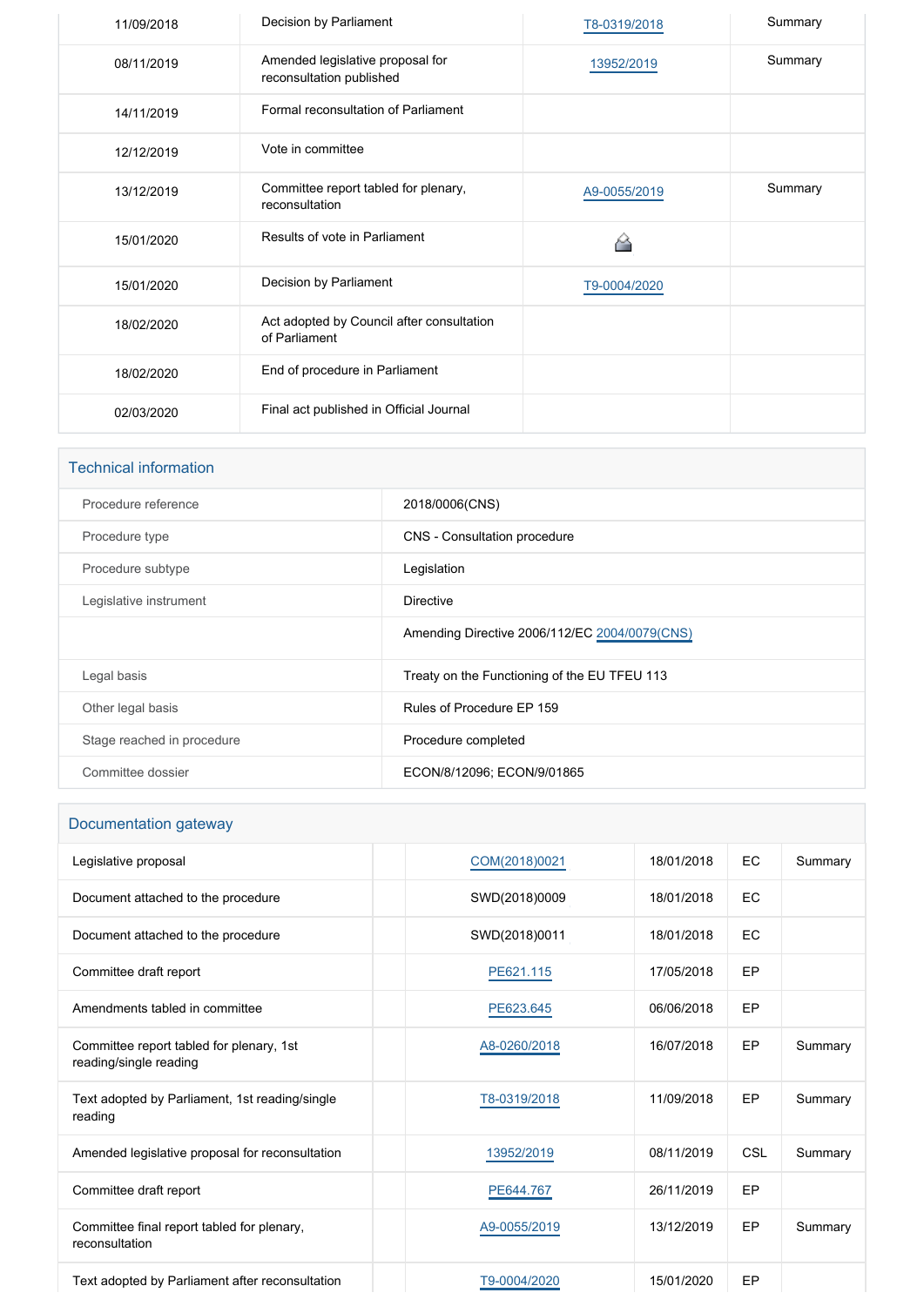| | | | |
|---|---|---|---|
| 11/09/2018 | Decision by Parliament | T8-0319/2018 | Summary |
| 08/11/2019 | Amended legislative proposal for reconsultation published | 13952/2019 | Summary |
| 14/11/2019 | Formal reconsultation of Parliament | | |
| 12/12/2019 | Vote in committee | | |
| 13/12/2019 | Committee report tabled for plenary, reconsultation | A9-0055/2019 | Summary |
| 15/01/2020 | Results of vote in Parliament | | |
| 15/01/2020 | Decision by Parliament | T9-0004/2020 | |
| 18/02/2020 | Act adopted by Council after consultation of Parliament | | |
| 18/02/2020 | End of procedure in Parliament | | |
| 02/03/2020 | Final act published in Official Journal | | |

## Technical information

| | |
|---|---|
| Procedure reference | 2018/0006(CNS) |
| Procedure type | CNS - Consultation procedure |
| Procedure subtype | Legislation |
| Legislative instrument | Directive |
| | Amending Directive 2006/112/EC 2004/0079(CNS) |
| Legal basis | Treaty on the Functioning of the EU TFEU 113 |
| Other legal basis | Rules of Procedure EP 159 |
| Stage reached in procedure | Procedure completed |
| Committee dossier | ECON/8/12096; ECON/9/01865 |

## Documentation gateway

| | | | | | |
|---|---|---|---|---|---|
| Legislative proposal | | COM(2018)0021 | 18/01/2018 | EC | Summary |
| Document attached to the procedure | | SWD(2018)0009 | 18/01/2018 | EC | |
| Document attached to the procedure | | SWD(2018)0011 | 18/01/2018 | EC | |
| Committee draft report | | PE621.115 | 17/05/2018 | EP | |
| Amendments tabled in committee | | PE623.645 | 06/06/2018 | EP | |
| Committee report tabled for plenary, 1st reading/single reading | | A8-0260/2018 | 16/07/2018 | EP | Summary |
| Text adopted by Parliament, 1st reading/single reading | | T8-0319/2018 | 11/09/2018 | EP | Summary |
| Amended legislative proposal for reconsultation | | 13952/2019 | 08/11/2019 | CSL | Summary |
| Committee draft report | | PE644.767 | 26/11/2019 | EP | |
| Committee final report tabled for plenary, reconsultation | | A9-0055/2019 | 13/12/2019 | EP | Summary |
| Text adopted by Parliament after reconsultation | | T9-0004/2020 | 15/01/2020 | EP | |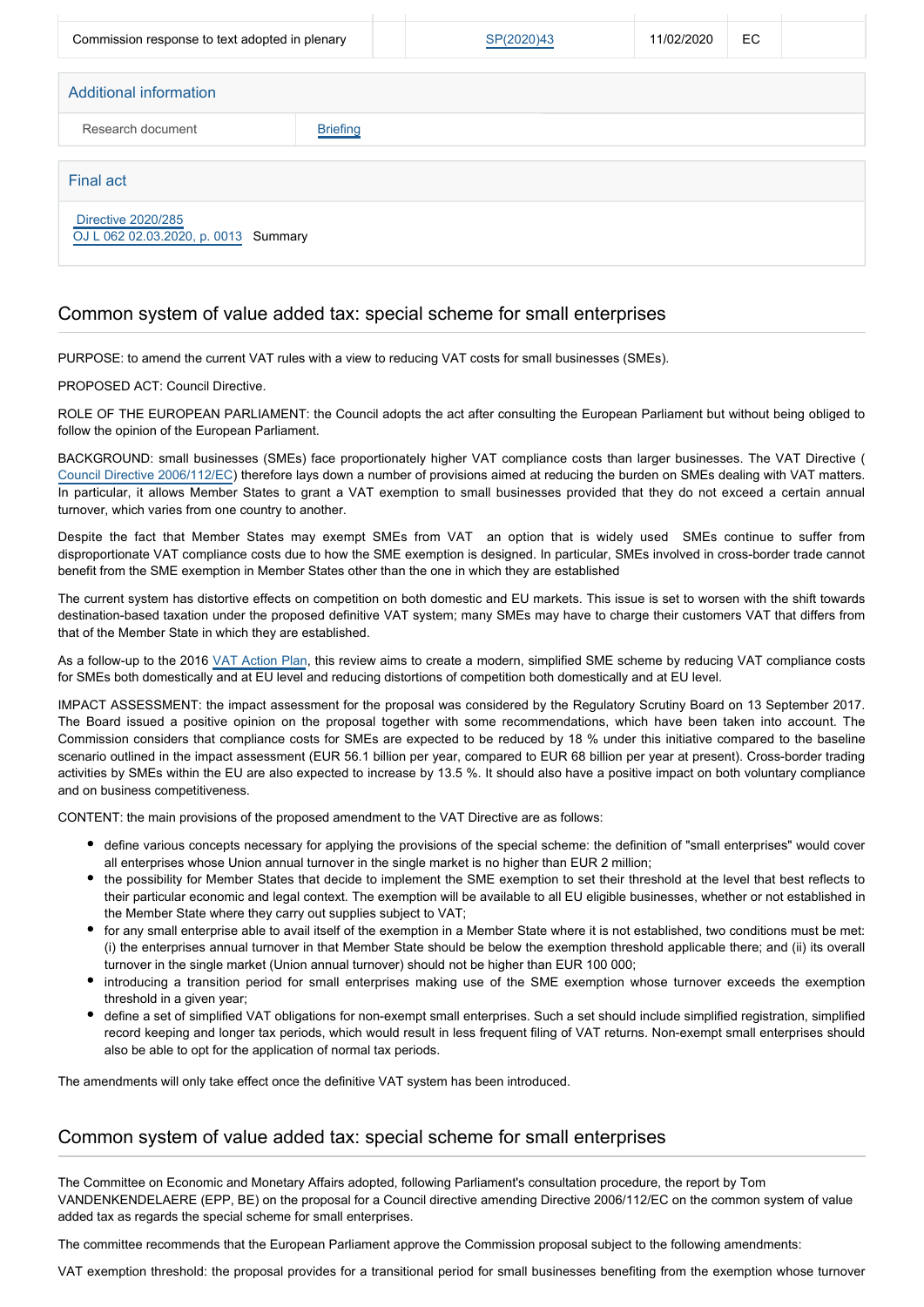| Commission response to text adopted in plenary | | SP(2020)43 | 11/02/2020 | EC | |
|---|---|---|---|---|---|

## Additional information

| Research document | Briefing |
|---|---|

## Final act

Directive 2020/285
OJ L 062 02.03.2020, p. 0013 Summary

## Common system of value added tax: special scheme for small enterprises

PURPOSE: to amend the current VAT rules with a view to reducing VAT costs for small businesses (SMEs).

PROPOSED ACT: Council Directive.

ROLE OF THE EUROPEAN PARLIAMENT: the Council adopts the act after consulting the European Parliament but without being obliged to follow the opinion of the European Parliament.

BACKGROUND: small businesses (SMEs) face proportionately higher VAT compliance costs than larger businesses. The VAT Directive (Council Directive 2006/112/EC) therefore lays down a number of provisions aimed at reducing the burden on SMEs dealing with VAT matters. In particular, it allows Member States to grant a VAT exemption to small businesses provided that they do not exceed a certain annual turnover, which varies from one country to another.

Despite the fact that Member States may exempt SMEs from VAT  an option that is widely used  SMEs continue to suffer from disproportionate VAT compliance costs due to how the SME exemption is designed. In particular, SMEs involved in cross-border trade cannot benefit from the SME exemption in Member States other than the one in which they are established

The current system has distortive effects on competition on both domestic and EU markets. This issue is set to worsen with the shift towards destination-based taxation under the proposed definitive VAT system; many SMEs may have to charge their customers VAT that differs from that of the Member State in which they are established.

As a follow-up to the 2016 VAT Action Plan, this review aims to create a modern, simplified SME scheme by reducing VAT compliance costs for SMEs both domestically and at EU level and reducing distortions of competition both domestically and at EU level.

IMPACT ASSESSMENT: the impact assessment for the proposal was considered by the Regulatory Scrutiny Board on 13 September 2017. The Board issued a positive opinion on the proposal together with some recommendations, which have been taken into account. The Commission considers that compliance costs for SMEs are expected to be reduced by 18 % under this initiative compared to the baseline scenario outlined in the impact assessment (EUR 56.1 billion per year, compared to EUR 68 billion per year at present). Cross-border trading activities by SMEs within the EU are also expected to increase by 13.5 %. It should also have a positive impact on both voluntary compliance and on business competitiveness.

CONTENT: the main provisions of the proposed amendment to the VAT Directive are as follows:

- define various concepts necessary for applying the provisions of the special scheme: the definition of "small enterprises" would cover all enterprises whose Union annual turnover in the single market is no higher than EUR 2 million;
- the possibility for Member States that decide to implement the SME exemption to set their threshold at the level that best reflects to their particular economic and legal context. The exemption will be available to all EU eligible businesses, whether or not established in the Member State where they carry out supplies subject to VAT;
- for any small enterprise able to avail itself of the exemption in a Member State where it is not established, two conditions must be met: (i) the enterprises annual turnover in that Member State should be below the exemption threshold applicable there; and (ii) its overall turnover in the single market (Union annual turnover) should not be higher than EUR 100 000;
- introducing a transition period for small enterprises making use of the SME exemption whose turnover exceeds the exemption threshold in a given year;
- define a set of simplified VAT obligations for non-exempt small enterprises. Such a set should include simplified registration, simplified record keeping and longer tax periods, which would result in less frequent filing of VAT returns. Non-exempt small enterprises should also be able to opt for the application of normal tax periods.

The amendments will only take effect once the definitive VAT system has been introduced.

## Common system of value added tax: special scheme for small enterprises

The Committee on Economic and Monetary Affairs adopted, following Parliament's consultation procedure, the report by Tom VANDENKENDELAERE (EPP, BE) on the proposal for a Council directive amending Directive 2006/112/EC on the common system of value added tax as regards the special scheme for small enterprises.

The committee recommends that the European Parliament approve the Commission proposal subject to the following amendments:

VAT exemption threshold: the proposal provides for a transitional period for small businesses benefiting from the exemption whose turnover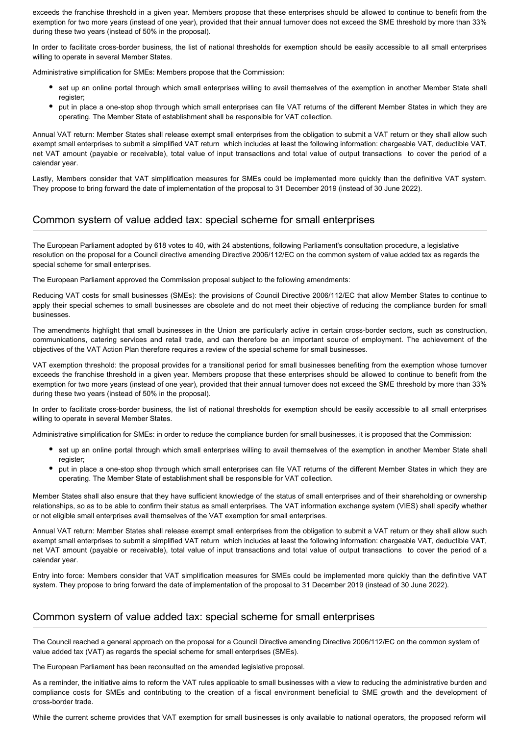exceeds the franchise threshold in a given year. Members propose that these enterprises should be allowed to continue to benefit from the exemption for two more years (instead of one year), provided that their annual turnover does not exceed the SME threshold by more than 33% during these two years (instead of 50% in the proposal).

In order to facilitate cross-border business, the list of national thresholds for exemption should be easily accessible to all small enterprises willing to operate in several Member States.

Administrative simplification for SMEs: Members propose that the Commission:

- set up an online portal through which small enterprises willing to avail themselves of the exemption in another Member State shall register;
- put in place a one-stop shop through which small enterprises can file VAT returns of the different Member States in which they are operating. The Member State of establishment shall be responsible for VAT collection.

Annual VAT return: Member States shall release exempt small enterprises from the obligation to submit a VAT return or they shall allow such exempt small enterprises to submit a simplified VAT return which includes at least the following information: chargeable VAT, deductible VAT, net VAT amount (payable or receivable), total value of input transactions and total value of output transactions to cover the period of a calendar year.

Lastly, Members consider that VAT simplification measures for SMEs could be implemented more quickly than the definitive VAT system. They propose to bring forward the date of implementation of the proposal to 31 December 2019 (instead of 30 June 2022).

## Common system of value added tax: special scheme for small enterprises

The European Parliament adopted by 618 votes to 40, with 24 abstentions, following Parliament's consultation procedure, a legislative resolution on the proposal for a Council directive amending Directive 2006/112/EC on the common system of value added tax as regards the special scheme for small enterprises.

The European Parliament approved the Commission proposal subject to the following amendments:

Reducing VAT costs for small businesses (SMEs): the provisions of Council Directive 2006/112/EC that allow Member States to continue to apply their special schemes to small businesses are obsolete and do not meet their objective of reducing the compliance burden for small businesses.

The amendments highlight that small businesses in the Union are particularly active in certain cross-border sectors, such as construction, communications, catering services and retail trade, and can therefore be an important source of employment. The achievement of the objectives of the VAT Action Plan therefore requires a review of the special scheme for small businesses.

VAT exemption threshold: the proposal provides for a transitional period for small businesses benefiting from the exemption whose turnover exceeds the franchise threshold in a given year. Members propose that these enterprises should be allowed to continue to benefit from the exemption for two more years (instead of one year), provided that their annual turnover does not exceed the SME threshold by more than 33% during these two years (instead of 50% in the proposal).

In order to facilitate cross-border business, the list of national thresholds for exemption should be easily accessible to all small enterprises willing to operate in several Member States.

Administrative simplification for SMEs: in order to reduce the compliance burden for small businesses, it is proposed that the Commission:

- set up an online portal through which small enterprises willing to avail themselves of the exemption in another Member State shall register;
- put in place a one-stop shop through which small enterprises can file VAT returns of the different Member States in which they are operating. The Member State of establishment shall be responsible for VAT collection.

Member States shall also ensure that they have sufficient knowledge of the status of small enterprises and of their shareholding or ownership relationships, so as to be able to confirm their status as small enterprises. The VAT information exchange system (VIES) shall specify whether or not eligible small enterprises avail themselves of the VAT exemption for small enterprises.

Annual VAT return: Member States shall release exempt small enterprises from the obligation to submit a VAT return or they shall allow such exempt small enterprises to submit a simplified VAT return which includes at least the following information: chargeable VAT, deductible VAT, net VAT amount (payable or receivable), total value of input transactions and total value of output transactions to cover the period of a calendar year.

Entry into force: Members consider that VAT simplification measures for SMEs could be implemented more quickly than the definitive VAT system. They propose to bring forward the date of implementation of the proposal to 31 December 2019 (instead of 30 June 2022).

## Common system of value added tax: special scheme for small enterprises

The Council reached a general approach on the proposal for a Council Directive amending Directive 2006/112/EC on the common system of value added tax (VAT) as regards the special scheme for small enterprises (SMEs).

The European Parliament has been reconsulted on the amended legislative proposal.

As a reminder, the initiative aims to reform the VAT rules applicable to small businesses with a view to reducing the administrative burden and compliance costs for SMEs and contributing to the creation of a fiscal environment beneficial to SME growth and the development of cross-border trade.

While the current scheme provides that VAT exemption for small businesses is only available to national operators, the proposed reform will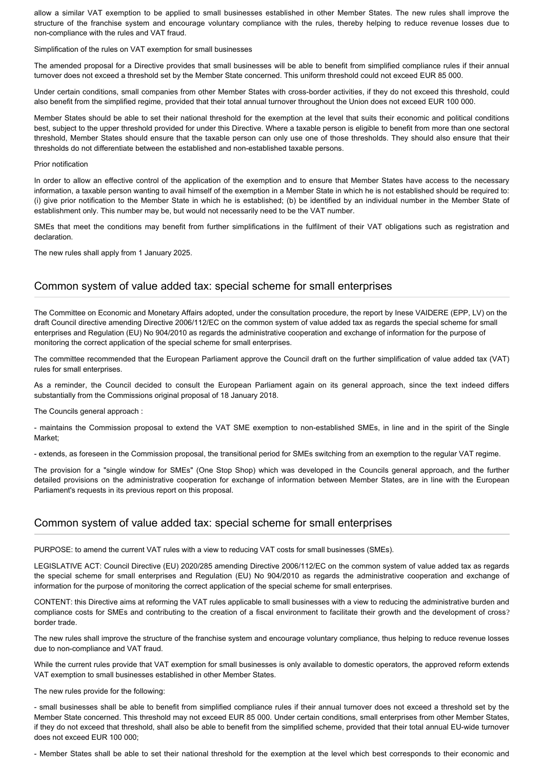allow a similar VAT exemption to be applied to small businesses established in other Member States. The new rules shall improve the structure of the franchise system and encourage voluntary compliance with the rules, thereby helping to reduce revenue losses due to non-compliance with the rules and VAT fraud.

Simplification of the rules on VAT exemption for small businesses

The amended proposal for a Directive provides that small businesses will be able to benefit from simplified compliance rules if their annual turnover does not exceed a threshold set by the Member State concerned. This uniform threshold could not exceed EUR 85 000.

Under certain conditions, small companies from other Member States with cross-border activities, if they do not exceed this threshold, could also benefit from the simplified regime, provided that their total annual turnover throughout the Union does not exceed EUR 100 000.

Member States should be able to set their national threshold for the exemption at the level that suits their economic and political conditions best, subject to the upper threshold provided for under this Directive. Where a taxable person is eligible to benefit from more than one sectoral threshold, Member States should ensure that the taxable person can only use one of those thresholds. They should also ensure that their thresholds do not differentiate between the established and non-established taxable persons.

Prior notification

In order to allow an effective control of the application of the exemption and to ensure that Member States have access to the necessary information, a taxable person wanting to avail himself of the exemption in a Member State in which he is not established should be required to: (i) give prior notification to the Member State in which he is established; (b) be identified by an individual number in the Member State of establishment only. This number may be, but would not necessarily need to be the VAT number.

SMEs that meet the conditions may benefit from further simplifications in the fulfilment of their VAT obligations such as registration and declaration.

The new rules shall apply from 1 January 2025.

## Common system of value added tax: special scheme for small enterprises

The Committee on Economic and Monetary Affairs adopted, under the consultation procedure, the report by Inese VAIDERE (EPP, LV) on the draft Council directive amending Directive 2006/112/EC on the common system of value added tax as regards the special scheme for small enterprises and Regulation (EU) No 904/2010 as regards the administrative cooperation and exchange of information for the purpose of monitoring the correct application of the special scheme for small enterprises.

The committee recommended that the European Parliament approve the Council draft on the further simplification of value added tax (VAT) rules for small enterprises.

As a reminder, the Council decided to consult the European Parliament again on its general approach, since the text indeed differs substantially from the Commissions original proposal of 18 January 2018.

The Councils general approach :

- maintains the Commission proposal to extend the VAT SME exemption to non-established SMEs, in line and in the spirit of the Single Market;

- extends, as foreseen in the Commission proposal, the transitional period for SMEs switching from an exemption to the regular VAT regime.

The provision for a "single window for SMEs" (One Stop Shop) which was developed in the Councils general approach, and the further detailed provisions on the administrative cooperation for exchange of information between Member States, are in line with the European Parliament's requests in its previous report on this proposal.

## Common system of value added tax: special scheme for small enterprises

PURPOSE: to amend the current VAT rules with a view to reducing VAT costs for small businesses (SMEs).

LEGISLATIVE ACT: Council Directive (EU) 2020/285 amending Directive 2006/112/EC on the common system of value added tax as regards the special scheme for small enterprises and Regulation (EU) No 904/2010 as regards the administrative cooperation and exchange of information for the purpose of monitoring the correct application of the special scheme for small enterprises.

CONTENT: this Directive aims at reforming the VAT rules applicable to small businesses with a view to reducing the administrative burden and compliance costs for SMEs and contributing to the creation of a fiscal environment to facilitate their growth and the development of cross? border trade.

The new rules shall improve the structure of the franchise system and encourage voluntary compliance, thus helping to reduce revenue losses due to non-compliance and VAT fraud.

While the current rules provide that VAT exemption for small businesses is only available to domestic operators, the approved reform extends VAT exemption to small businesses established in other Member States.

The new rules provide for the following:

- small businesses shall be able to benefit from simplified compliance rules if their annual turnover does not exceed a threshold set by the Member State concerned. This threshold may not exceed EUR 85 000. Under certain conditions, small enterprises from other Member States, if they do not exceed that threshold, shall also be able to benefit from the simplified scheme, provided that their total annual EU-wide turnover does not exceed EUR 100 000;

- Member States shall be able to set their national threshold for the exemption at the level which best corresponds to their economic and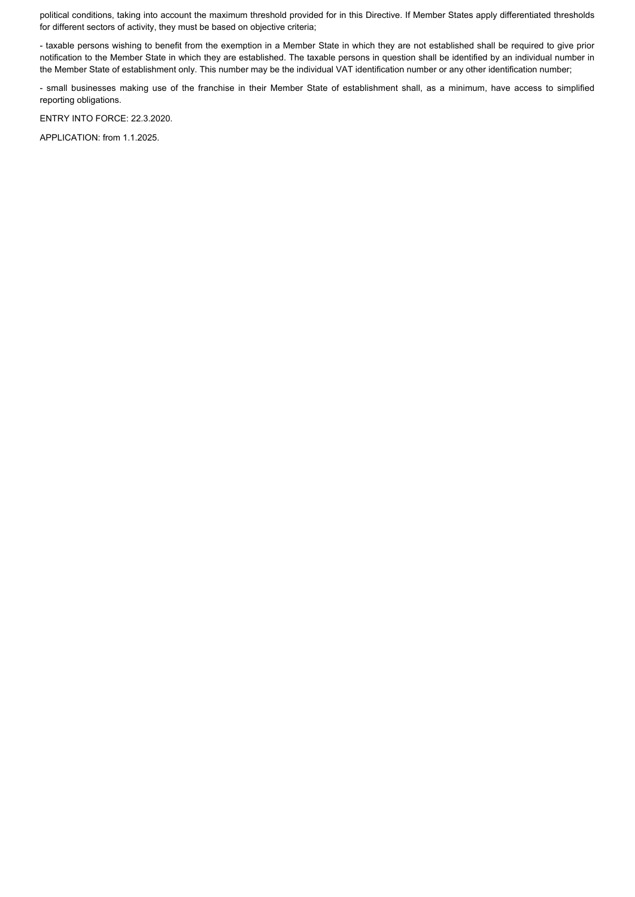political conditions, taking into account the maximum threshold provided for in this Directive. If Member States apply differentiated thresholds for different sectors of activity, they must be based on objective criteria;

- taxable persons wishing to benefit from the exemption in a Member State in which they are not established shall be required to give prior notification to the Member State in which they are established. The taxable persons in question shall be identified by an individual number in the Member State of establishment only. This number may be the individual VAT identification number or any other identification number;

- small businesses making use of the franchise in their Member State of establishment shall, as a minimum, have access to simplified reporting obligations.

ENTRY INTO FORCE: 22.3.2020.

APPLICATION: from 1.1.2025.